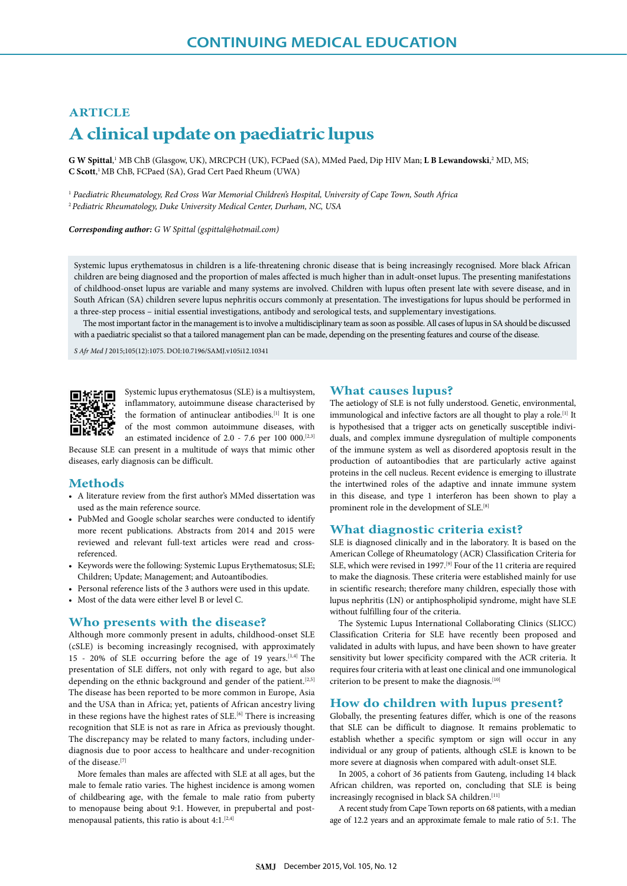# CONTINUING MEDICAL EDUCATION

## ARTICLE

# A clinical update on paediatric lupus

**G W Spittal**,[1] MB ChB (Glasgow, UK), MRCPCH (UK), FCPaed (SA), MMed Paed, Dip HIV Man; **L B Lewandowski**,[2] MD, MS; **C Scott**,[1] MB ChB, FCPaed (SA), Grad Cert Paed Rheum (UWA)

[1] *Paediatric Rheumatology, Red Cross War Memorial Children's Hospital, University of Cape Town, South Africa*
[2] *Pediatric Rheumatology, Duke University Medical Center, Durham, NC, USA*

***Corresponding author:*** *G W Spittal (gspittal@hotmail.com)*

Systemic lupus erythematosus in children is a life-threatening chronic disease that is being increasingly recognised. More black African children are being diagnosed and the proportion of males affected is much higher than in adult-onset lupus. The presenting manifestations of childhood-onset lupus are variable and many systems are involved. Children with lupus often present late with severe disease, and in South African (SA) children severe lupus nephritis occurs commonly at presentation. The investigations for lupus should be performed in a three-step process – initial essential investigations, antibody and serological tests, and supplementary investigations.

The most important factor in the management is to involve a multidisciplinary team as soon as possible. All cases of lupus in SA should be discussed with a paediatric specialist so that a tailored management plan can be made, depending on the presenting features and course of the disease.

*S Afr Med J* 2015;105(12):1075. DOI:10.7196/SAMJ.v105i12.10341

Systemic lupus erythematosus (SLE) is a multisystem, inflammatory, autoimmune disease characterised by the formation of antinuclear antibodies.[1] It is one of the most common autoimmune diseases, with an estimated incidence of 2.0 - 7.6 per 100 000.[2,3] Because SLE can present in a multitude of ways that mimic other diseases, early diagnosis can be difficult.

## Methods

- A literature review from the first author's MMed dissertation was used as the main reference source.
- PubMed and Google scholar searches were conducted to identify more recent publications. Abstracts from 2014 and 2015 were reviewed and relevant full-text articles were read and cross-referenced.
- Keywords were the following: Systemic Lupus Erythematosus; SLE; Children; Update; Management; and Autoantibodies.
- Personal reference lists of the 3 authors were used in this update.
- Most of the data were either level B or level C.

## Who presents with the disease?

Although more commonly present in adults, childhood-onset SLE (cSLE) is becoming increasingly recognised, with approximately 15 - 20% of SLE occurring before the age of 19 years.[1,4] The presentation of SLE differs, not only with regard to age, but also depending on the ethnic background and gender of the patient.[2,5] The disease has been reported to be more common in Europe, Asia and the USA than in Africa; yet, patients of African ancestry living in these regions have the highest rates of SLE.[6] There is increasing recognition that SLE is not as rare in Africa as previously thought. The discrepancy may be related to many factors, including under-diagnosis due to poor access to healthcare and under-recognition of the disease.[7]

More females than males are affected with SLE at all ages, but the male to female ratio varies. The highest incidence is among women of childbearing age, with the female to male ratio from puberty to menopause being about 9:1. However, in prepubertal and post-menopausal patients, this ratio is about 4:1.[2,4]

## What causes lupus?

The aetiology of SLE is not fully understood. Genetic, environmental, immunological and infective factors are all thought to play a role.[1] It is hypothesised that a trigger acts on genetically susceptible individuals, and complex immune dysregulation of multiple components of the immune system as well as disordered apoptosis result in the production of autoantibodies that are particularly active against proteins in the cell nucleus. Recent evidence is emerging to illustrate the intertwined roles of the adaptive and innate immune system in this disease, and type 1 interferon has been shown to play a prominent role in the development of SLE.[8]

## What diagnostic criteria exist?

SLE is diagnosed clinically and in the laboratory. It is based on the American College of Rheumatology (ACR) Classification Criteria for SLE, which were revised in 1997.[9] Four of the 11 criteria are required to make the diagnosis. These criteria were established mainly for use in scientific research; therefore many children, especially those with lupus nephritis (LN) or antiphospholipid syndrome, might have SLE without fulfilling four of the criteria.

The Systemic Lupus International Collaborating Clinics (SLICC) Classification Criteria for SLE have recently been proposed and validated in adults with lupus, and have been shown to have greater sensitivity but lower specificity compared with the ACR criteria. It requires four criteria with at least one clinical and one immunological criterion to be present to make the diagnosis.[10]

## How do children with lupus present?

Globally, the presenting features differ, which is one of the reasons that SLE can be difficult to diagnose. It remains problematic to establish whether a specific symptom or sign will occur in any individual or any group of patients, although cSLE is known to be more severe at diagnosis when compared with adult-onset SLE.

In 2005, a cohort of 36 patients from Gauteng, including 14 black African children, was reported on, concluding that SLE is being increasingly recognised in black SA children.[11]

A recent study from Cape Town reports on 68 patients, with a median age of 12.2 years and an approximate female to male ratio of 5:1. The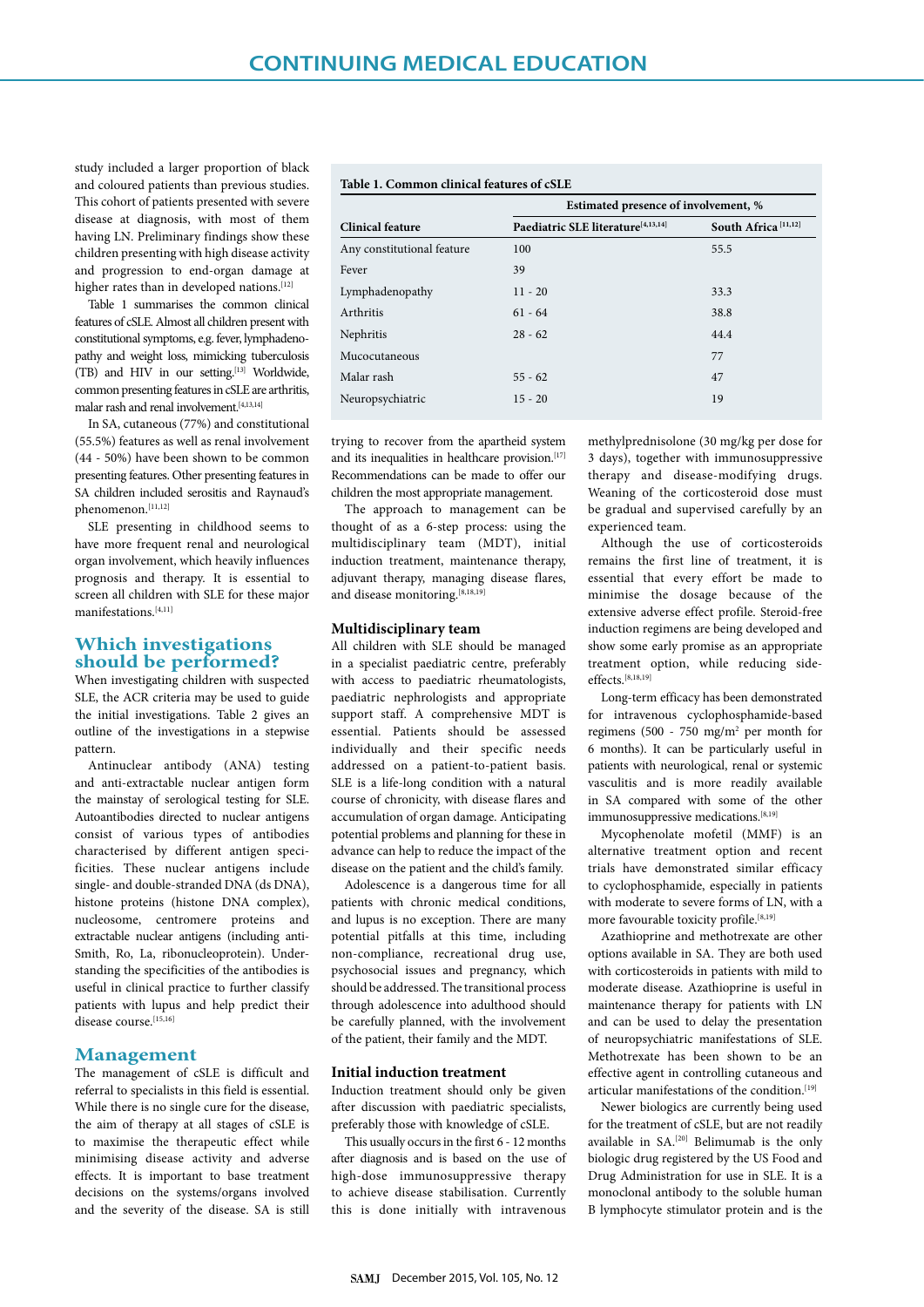study included a larger proportion of black and coloured patients than previous studies. This cohort of patients presented with severe disease at diagnosis, with most of them having LN. Preliminary findings show these children presenting with high disease activity and progression to end-organ damage at higher rates than in developed nations.[12]

Table 1 summarises the common clinical features of cSLE. Almost all children present with constitutional symptoms, e.g. fever, lymphadenopathy and weight loss, mimicking tuberculosis (TB) and HIV in our setting.[13] Worldwide, common presenting features in cSLE are arthritis, malar rash and renal involvement.[4,13,14]

In SA, cutaneous (77%) and constitutional (55.5%) features as well as renal involvement (44 - 50%) have been shown to be common presenting features. Other presenting features in SA children included serositis and Raynaud's phenomenon.[11,12]

SLE presenting in childhood seems to have more frequent renal and neurological organ involvement, which heavily influences prognosis and therapy. It is essential to screen all children with SLE for these major manifestations.[4,11]

**Table 1. Common clinical features of cSLE**

| | Estimated presence of involvement, % | |
|---|---|---|
| **Clinical feature** | **Paediatric SLE literature[4,13,14]** | **South Africa[11,12]** |
| Any constitutional feature | 100 | 55.5 |
| Fever | 39 | |
| Lymphadenopathy | 11 - 20 | 33.3 |
| Arthritis | 61 - 64 | 38.8 |
| Nephritis | 28 - 62 | 44.4 |
| Mucocutaneous | | 77 |
| Malar rash | 55 - 62 | 47 |
| Neuropsychiatric | 15 - 20 | 19 |

## Which investigations should be performed?

When investigating children with suspected SLE, the ACR criteria may be used to guide the initial investigations. Table 2 gives an outline of the investigations in a stepwise pattern.

Antinuclear antibody (ANA) testing and anti-extractable nuclear antigen form the mainstay of serological testing for SLE. Autoantibodies directed to nuclear antigens consist of various types of antibodies characterised by different antigen specificities. These nuclear antigens include single- and double-stranded DNA (ds DNA), histone proteins (histone DNA complex), nucleosome, centromere proteins and extractable nuclear antigens (including anti-Smith, Ro, La, ribonucleoprotein). Understanding the specificities of the antibodies is useful in clinical practice to further classify patients with lupus and help predict their disease course.[15,16]

## Management

The management of cSLE is difficult and referral to specialists in this field is essential. While there is no single cure for the disease, the aim of therapy at all stages of cSLE is to maximise the therapeutic effect while minimising disease activity and adverse effects. It is important to base treatment decisions on the systems/organs involved and the severity of the disease. SA is still trying to recover from the apartheid system and its inequalities in healthcare provision.[17] Recommendations can be made to offer our children the most appropriate management.

The approach to management can be thought of as a 6-step process: using the multidisciplinary team (MDT), initial induction treatment, maintenance therapy, adjuvant therapy, managing disease flares, and disease monitoring.[8,18,19]

### Multidisciplinary team

All children with SLE should be managed in a specialist paediatric centre, preferably with access to paediatric rheumatologists, paediatric nephrologists and appropriate support staff. A comprehensive MDT is essential. Patients should be assessed individually and their specific needs addressed on a patient-to-patient basis. SLE is a life-long condition with a natural course of chronicity, with disease flares and accumulation of organ damage. Anticipating potential problems and planning for these in advance can help to reduce the impact of the disease on the patient and the child's family.

Adolescence is a dangerous time for all patients with chronic medical conditions, and lupus is no exception. There are many potential pitfalls at this time, including non-compliance, recreational drug use, psychosocial issues and pregnancy, which should be addressed. The transitional process through adolescence into adulthood should be carefully planned, with the involvement of the patient, their family and the MDT.

### Initial induction treatment

Induction treatment should only be given after discussion with paediatric specialists, preferably those with knowledge of cSLE.

This usually occurs in the first 6 - 12 months after diagnosis and is based on the use of high-dose immunosuppressive therapy to achieve disease stabilisation. Currently this is done initially with intravenous methylprednisolone (30 mg/kg per dose for 3 days), together with immunosuppressive therapy and disease-modifying drugs. Weaning of the corticosteroid dose must be gradual and supervised carefully by an experienced team.

Although the use of corticosteroids remains the first line of treatment, it is essential that every effort be made to minimise the dosage because of the extensive adverse effect profile. Steroid-free induction regimens are being developed and show some early promise as an appropriate treatment option, while reducing side-effects.[8,18,19]

Long-term efficacy has been demonstrated for intravenous cyclophosphamide-based regimens (500 - 750 mg/m$^2$ per month for 6 months). It can be particularly useful in patients with neurological, renal or systemic vasculitis and is more readily available in SA compared with some of the other immunosuppressive medications.[8,19]

Mycophenolate mofetil (MMF) is an alternative treatment option and recent trials have demonstrated similar efficacy to cyclophosphamide, especially in patients with moderate to severe forms of LN, with a more favourable toxicity profile.[8,19]

Azathioprine and methotrexate are other options available in SA. They are both used with corticosteroids in patients with mild to moderate disease. Azathioprine is useful in maintenance therapy for patients with LN and can be used to delay the presentation of neuropsychiatric manifestations of SLE. Methotrexate has been shown to be an effective agent in controlling cutaneous and articular manifestations of the condition.[19]

Newer biologics are currently being used for the treatment of cSLE, but are not readily available in SA.[20] Belimumab is the only biologic drug registered by the US Food and Drug Administration for use in SLE. It is a monoclonal antibody to the soluble human B lymphocyte stimulator protein and is the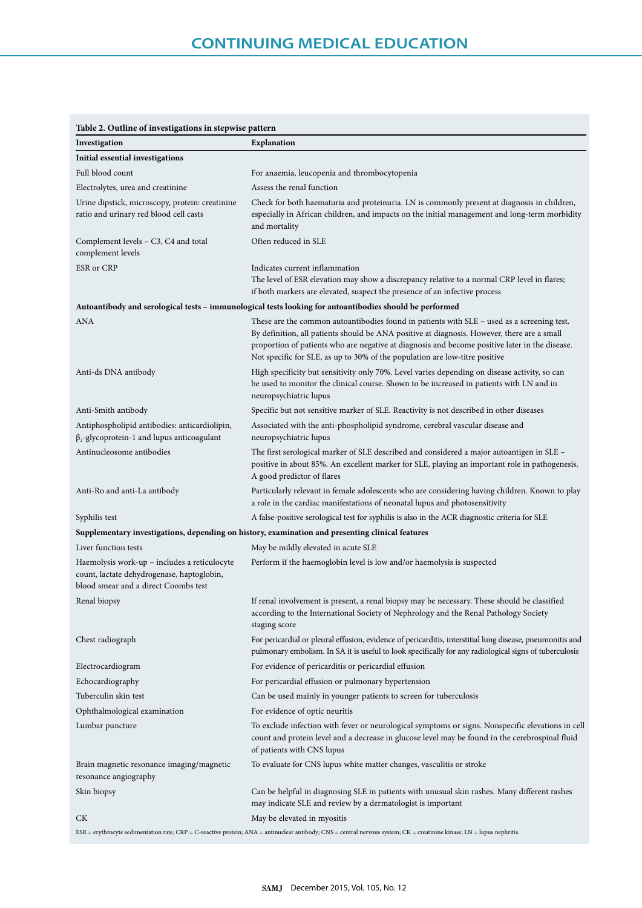**Table 2. Outline of investigations in stepwise pattern**

| Investigation | Explanation |
|---|---|
| **Initial essential investigations** | |
| Full blood count | For anaemia, leucopenia and thrombocytopenia |
| Electrolytes, urea and creatinine | Assess the renal function |
| Urine dipstick, microscopy, protein: creatinine ratio and urinary red blood cell casts | Check for both haematuria and proteinuria. LN is commonly present at diagnosis in children, especially in African children, and impacts on the initial management and long-term morbidity and mortality |
| Complement levels – C3, C4 and total complement levels | Often reduced in SLE |
| ESR or CRP | Indicates current inflammation<br>The level of ESR elevation may show a discrepancy relative to a normal CRP level in flares; if both markers are elevated, suspect the presence of an infective process |
| **Autoantibody and serological tests – immunological tests looking for autoantibodies should be performed** | |
| ANA | These are the common autoantibodies found in patients with SLE – used as a screening test. By definition, all patients should be ANA positive at diagnosis. However, there are a small proportion of patients who are negative at diagnosis and become positive later in the disease. Not specific for SLE, as up to 30% of the population are low-titre positive |
| Anti-ds DNA antibody | High specificity but sensitivity only 70%. Level varies depending on disease activity, so can be used to monitor the clinical course. Shown to be increased in patients with LN and in neuropsychiatric lupus |
| Anti-Smith antibody | Specific but not sensitive marker of SLE. Reactivity is not described in other diseases |
| Antiphospholipid antibodies: anticardiolipin, $\beta_2$-glycoprotein-1 and lupus anticoagulant | Associated with the anti-phospholipid syndrome, cerebral vascular disease and neuropsychiatric lupus |
| Antinucleosome antibodies | The first serological marker of SLE described and considered a major autoantigen in SLE – positive in about 85%. An excellent marker for SLE, playing an important role in pathogenesis. A good predictor of flares |
| Anti-Ro and anti-La antibody | Particularly relevant in female adolescents who are considering having children. Known to play a role in the cardiac manifestations of neonatal lupus and photosensitivity |
| Syphilis test | A false-positive serological test for syphilis is also in the ACR diagnostic criteria for SLE |
| **Supplementary investigations, depending on history, examination and presenting clinical features** | |
| Liver function tests | May be mildly elevated in acute SLE |
| Haemolysis work-up – includes a reticulocyte count, lactate dehydrogenase, haptoglobin, blood smear and a direct Coombs test | Perform if the haemoglobin level is low and/or haemolysis is suspected |
| Renal biopsy | If renal involvement is present, a renal biopsy may be necessary. These should be classified according to the International Society of Nephrology and the Renal Pathology Society staging score |
| Chest radiograph | For pericardial or pleural effusion, evidence of pericarditis, interstitial lung disease, pneumonitis and pulmonary embolism. In SA it is useful to look specifically for any radiological signs of tuberculosis |
| Electrocardiogram | For evidence of pericarditis or pericardial effusion |
| Echocardiography | For pericardial effusion or pulmonary hypertension |
| Tuberculin skin test | Can be used mainly in younger patients to screen for tuberculosis |
| Ophthalmological examination | For evidence of optic neuritis |
| Lumbar puncture | To exclude infection with fever or neurological symptoms or signs. Nonspecific elevations in cell count and protein level and a decrease in glucose level may be found in the cerebrospinal fluid of patients with CNS lupus |
| Brain magnetic resonance imaging/magnetic resonance angiography | To evaluate for CNS lupus white matter changes, vasculitis or stroke |
| Skin biopsy | Can be helpful in diagnosing SLE in patients with unusual skin rashes. Many different rashes may indicate SLE and review by a dermatologist is important |
| CK | May be elevated in myositis |

ESR = erythrocyte sedimentation rate; CRP = C-reactive protein; ANA = antinuclear antibody; CNS = central nervous system; CK = creatinine kinase; LN = lupus nephritis.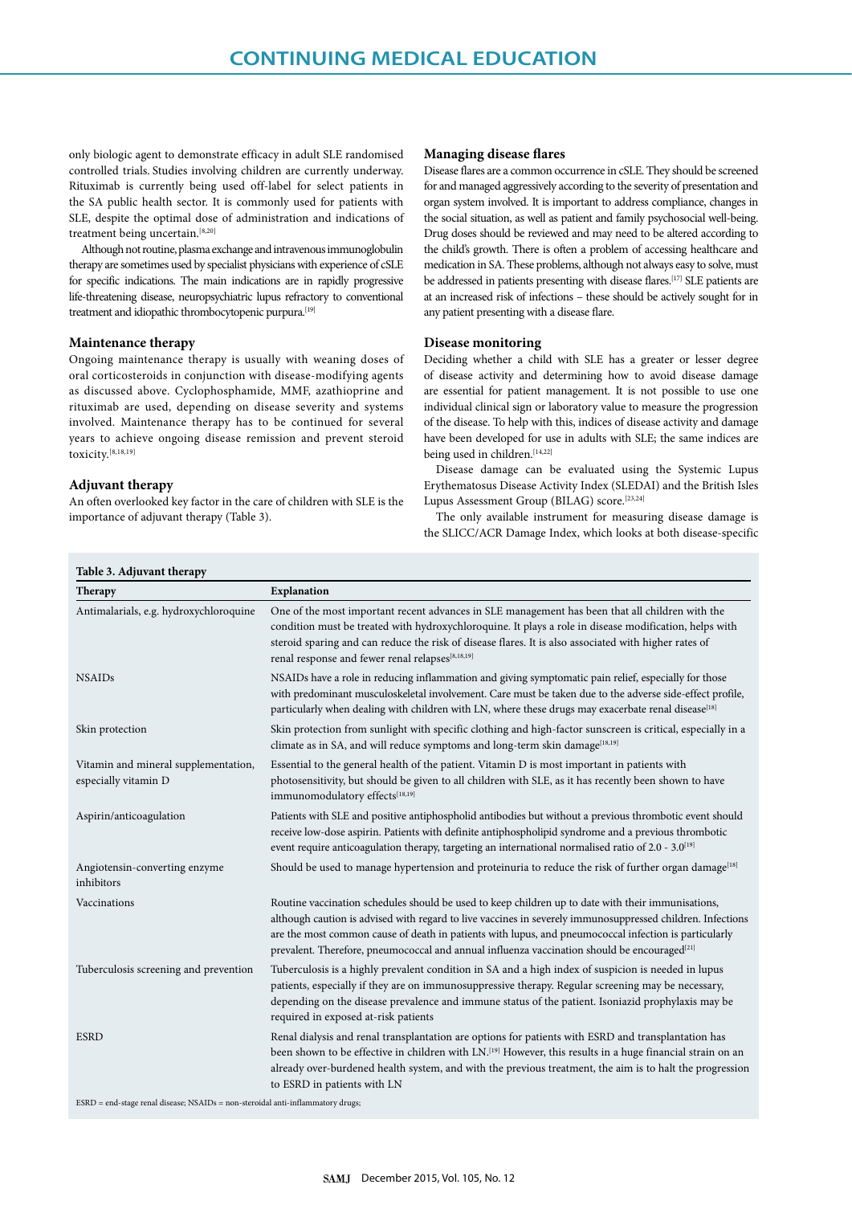only biologic agent to demonstrate efficacy in adult SLE randomised controlled trials. Studies involving children are currently underway. Rituximab is currently being used off-label for select patients in the SA public health sector. It is commonly used for patients with SLE, despite the optimal dose of administration and indications of treatment being uncertain.[8,20]

Although not routine, plasma exchange and intravenous immunoglobulin therapy are sometimes used by specialist physicians with experience of cSLE for specific indications. The main indications are in rapidly progressive life-threatening disease, neuropsychiatric lupus refractory to conventional treatment and idiopathic thrombocytopenic purpura.[19]

### Maintenance therapy

Ongoing maintenance therapy is usually with weaning doses of oral corticosteroids in conjunction with disease-modifying agents as discussed above. Cyclophosphamide, MMF, azathioprine and rituximab are used, depending on disease severity and systems involved. Maintenance therapy has to be continued for several years to achieve ongoing disease remission and prevent steroid toxicity.[8,18,19]

### Adjuvant therapy

An often overlooked key factor in the care of children with SLE is the importance of adjuvant therapy (Table 3).

### Managing disease flares

Disease flares are a common occurrence in cSLE. They should be screened for and managed aggressively according to the severity of presentation and organ system involved. It is important to address compliance, changes in the social situation, as well as patient and family psychosocial well-being. Drug doses should be reviewed and may need to be altered according to the child's growth. There is often a problem of accessing healthcare and medication in SA. These problems, although not always easy to solve, must be addressed in patients presenting with disease flares.[17] SLE patients are at an increased risk of infections – these should be actively sought for in any patient presenting with a disease flare.

### Disease monitoring

Deciding whether a child with SLE has a greater or lesser degree of disease activity and determining how to avoid disease damage are essential for patient management. It is not possible to use one individual clinical sign or laboratory value to measure the progression of the disease. To help with this, indices of disease activity and damage have been developed for use in adults with SLE; the same indices are being used in children.[14,22]

Disease damage can be evaluated using the Systemic Lupus Erythematosus Disease Activity Index (SLEDAI) and the British Isles Lupus Assessment Group (BILAG) score.[23,24]

The only available instrument for measuring disease damage is the SLICC/ACR Damage Index, which looks at both disease-specific

**Table 3. Adjuvant therapy**

| Therapy | Explanation |
|---|---|
| Antimalarials, e.g. hydroxychloroquine | One of the most important recent advances in SLE management has been that all children with the condition must be treated with hydroxychloroquine. It plays a role in disease modification, helps with steroid sparing and can reduce the risk of disease flares. It is also associated with higher rates of renal response and fewer renal relapses[8,18,19] |
| NSAIDs | NSAIDs have a role in reducing inflammation and giving symptomatic pain relief, especially for those with predominant musculoskeletal involvement. Care must be taken due to the adverse side-effect profile, particularly when dealing with children with LN, where these drugs may exacerbate renal disease[18] |
| Skin protection | Skin protection from sunlight with specific clothing and high-factor sunscreen is critical, especially in a climate as in SA, and will reduce symptoms and long-term skin damage[18,19] |
| Vitamin and mineral supplementation, especially vitamin D | Essential to the general health of the patient. Vitamin D is most important in patients with photosensitivity, but should be given to all children with SLE, as it has recently been shown to have immunomodulatory effects[18,19] |
| Aspirin/anticoagulation | Patients with SLE and positive antiphospholid antibodies but without a previous thrombotic event should receive low-dose aspirin. Patients with definite antiphospholipid syndrome and a previous thrombotic event require anticoagulation therapy, targeting an international normalised ratio of 2.0 - 3.0[19] |
| Angiotensin-converting enzyme inhibitors | Should be used to manage hypertension and proteinuria to reduce the risk of further organ damage[18] |
| Vaccinations | Routine vaccination schedules should be used to keep children up to date with their immunisations, although caution is advised with regard to live vaccines in severely immunosuppressed children. Infections are the most common cause of death in patients with lupus, and pneumococcal infection is particularly prevalent. Therefore, pneumococcal and annual influenza vaccination should be encouraged[21] |
| Tuberculosis screening and prevention | Tuberculosis is a highly prevalent condition in SA and a high index of suspicion is needed in lupus patients, especially if they are on immunosuppressive therapy. Regular screening may be necessary, depending on the disease prevalence and immune status of the patient. Isoniazid prophylaxis may be required in exposed at-risk patients |
| ESRD | Renal dialysis and renal transplantation are options for patients with ESRD and transplantation has been shown to be effective in children with LN.[19] However, this results in a huge financial strain on an already over-burdened health system, and with the previous treatment, the aim is to halt the progression to ESRD in patients with LN |

ESRD = end-stage renal disease; NSAIDs = non-steroidal anti-inflammatory drugs;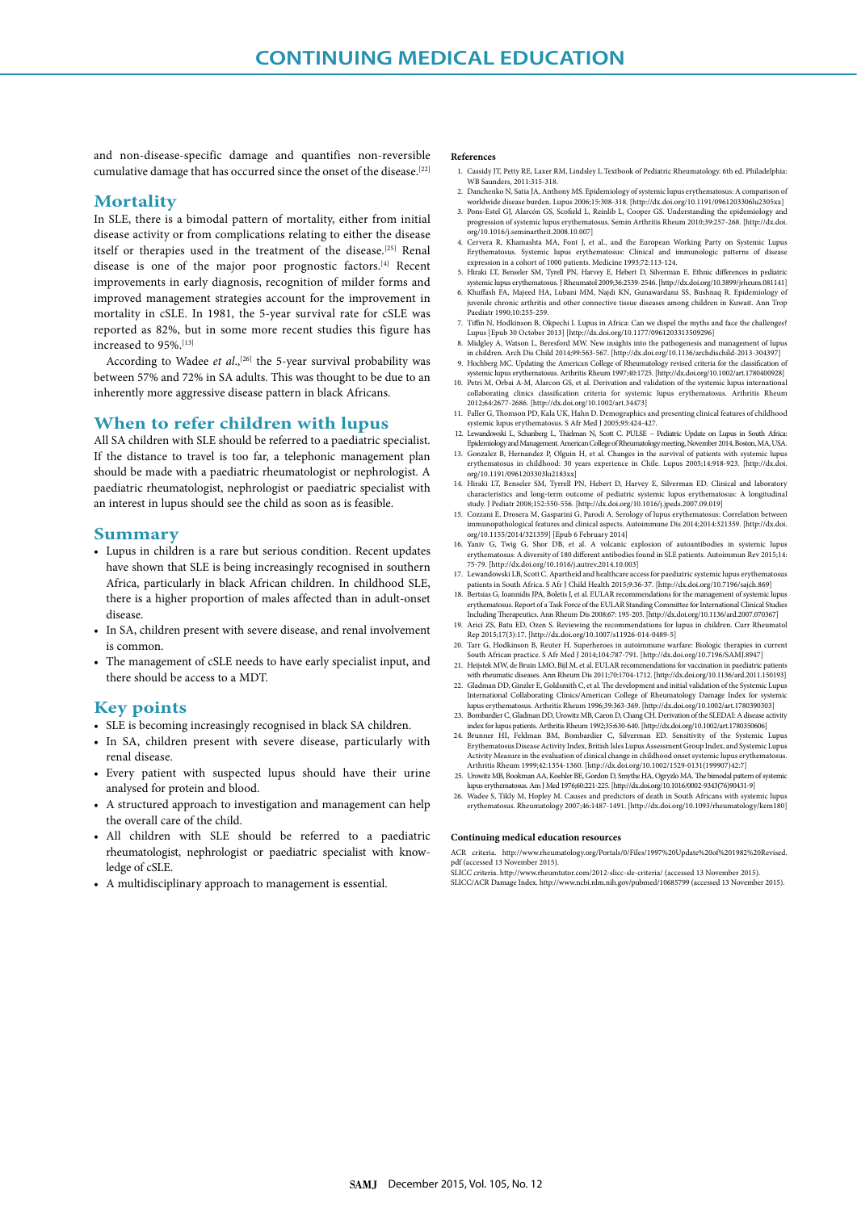and non-disease-specific damage and quantifies non-reversible cumulative damage that has occurred since the onset of the disease.[22]

## Mortality

In SLE, there is a bimodal pattern of mortality, either from initial disease activity or from complications relating to either the disease itself or therapies used in the treatment of the disease.[25] Renal disease is one of the major poor prognostic factors.[4] Recent improvements in early diagnosis, recognition of milder forms and improved management strategies account for the improvement in mortality in cSLE. In 1981, the 5-year survival rate for cSLE was reported as 82%, but in some more recent studies this figure has increased to 95%.[13]

According to Wadee *et al*.,[26] the 5-year survival probability was between 57% and 72% in SA adults. This was thought to be due to an inherently more aggressive disease pattern in black Africans.

## When to refer children with lupus

All SA children with SLE should be referred to a paediatric specialist. If the distance to travel is too far, a telephonic management plan should be made with a paediatric rheumatologist or nephrologist. A paediatric rheumatologist, nephrologist or paediatric specialist with an interest in lupus should see the child as soon as is feasible.

## Summary

- Lupus in children is a rare but serious condition. Recent updates have shown that SLE is being increasingly recognised in southern Africa, particularly in black African children. In childhood SLE, there is a higher proportion of males affected than in adult-onset disease.
- In SA, children present with severe disease, and renal involvement is common.
- The management of cSLE needs to have early specialist input, and there should be access to a MDT.

## Key points

- SLE is becoming increasingly recognised in black SA children.
- In SA, children present with severe disease, particularly with renal disease.
- Every patient with suspected lupus should have their urine analysed for protein and blood.
- A structured approach to investigation and management can help the overall care of the child.
- All children with SLE should be referred to a paediatric rheumatologist, nephrologist or paediatric specialist with knowledge of cSLE.
- A multidisciplinary approach to management is essential.

### References

1. Cassidy JT, Petty RE, Laxer RM, Lindsley L.Textbook of Pediatric Rheumatology. 6th ed. Philadelphia: WB Saunders, 2011:315-318.
2. Danchenko N, Satia JA, Anthony MS. Epidemiology of systemic lupus erythematosus: A comparison of worldwide disease burden. Lupus 2006;15:308-318. [http://dx.doi.org/10.1191/0961203306lu2305xx]
3. Pons-Estel GJ, Alarcón GS, Scofield L, Reinlib L, Cooper GS. Understanding the epidemiology and progression of systemic lupus erythematosus. Semin Arthritis Rheum 2010;39:257-268. [http://dx.doi.org/10.1016/j.seminarthrit.2008.10.007]
4. Cervera R, Khamashta MA, Font J, et al., and the European Working Party on Systemic Lupus Erythematosus. Systemic lupus erythematosus: Clinical and immunologic patterns of disease expression in a cohort of 1000 patients. Medicine 1993;72:113-124.
5. Hiraki LT, Benseler SM, Tyrell PN, Harvey E, Hebert D, Silverman E. Ethnic differences in pediatric systemic lupus erythematosus. J Rheumatol 2009;36:2539-2546. [http://dx.doi.org/10.3899/jrheum.081141]
6. Khuffash FA, Majeed HA, Lubani MM, Najdi KN, Gunawardana SS, Bushnaq R. Epidemiology of juvenile chronic arthritis and other connective tissue diseases among children in Kuwait. Ann Trop Paediatr 1990;10:255-259.
7. Tiffin N, Hodkinson B, Okpechi I. Lupus in Africa: Can we dispel the myths and face the challenges? Lupus [Epub 30 October 2013] [http://dx.doi.org/10.1177/0961203313509296]
8. Midgley A, Watson L, Beresford MW. New insights into the pathogenesis and management of lupus in children. Arch Dis Child 2014;99:563-567. [http://dx.doi.org/10.1136/archdischild-2013-304397]
9. Hochberg MC. Updating the American College of Rheumatology revised criteria for the classification of systemic lupus erythematosus. Arthritis Rheum 1997;40:1725. [http://dx.doi.org/10.1002/art.1780400928]
10. Petri M, Orbai A-M, Alarcon GS, et al. Derivation and validation of the systemic lupus international collaborating clinics classification criteria for systemic lupus erythematosus. Arthritis Rheum 2012;64:2677-2686. [http://dx.doi.org/10.1002/art.34473]
11. Faller G, Thomson PD, Kala UK, Hahn D. Demographics and presenting clinical features of childhood systemic lupus erythematosus. S Afr Med J 2005;95:424-427.
12. Lewandowski L, Schanberg L, Thielman N, Scott C. PULSE – Pediatric Update on Lupus in South Africa: Epidemiology and Management. American College of Rheumatology meeting, November 2014, Boston, MA, USA.
13. Gonzalez B, Hernandez P, Olguin H, et al. Changes in the survival of patients with systemic lupus erythematosus in childhood: 30 years experience in Chile. Lupus 2005;14:918-923. [http://dx.doi.org/10.1191/0961203303lu2183xx]
14. Hiraki LT, Benseler SM, Tyrrell PN, Hebert D, Harvey E, Silverman ED. Clinical and laboratory characteristics and long-term outcome of pediatric systemic lupus erythematosus: A longitudinal study. J Pediatr 2008;152:550-556. [http://dx.doi.org/10.1016/j.jpeds.2007.09.019]
15. Cozzani E, Drosera M, Gasparini G, Parodi A. Serology of lupus erythematosus: Correlation between immunopathological features and clinical aspects. Autoimmune Dis 2014;2014:321359. [http://dx.doi.org/10.1155/2014/321359] [Epub 6 February 2014]
16. Yaniv G, Twig G, Shor DB, et al. A volcanic explosion of autoantibodies in systemic lupus erythematosus: A diversity of 180 different antibodies found in SLE patients. Autoimmun Rev 2015;14:75-79. [http://dx.doi.org/10.1016/j.autrev.2014.10.003]
17. Lewandowski LB, Scott C. Apartheid and healthcare access for paediatric systemic lupus erythematosus patients in South Africa. S Afr J Child Health 2015;9:36-37. [http://dx.doi.org/10.7196/sajch.869]
18. Bertsias G, Ioannidis JPA, Boletis J, et al. EULAR recommendations for the management of systemic lupus erythematosus. Report of a Task Force of the EULAR Standing Committee for International Clinical Studies Including Therapeutics. Ann Rheum Dis 2008;67: 195-205. [http://dx.doi.org/10.1136/ard.2007.070367]
19. Arici ZS, Batu ED, Ozen S. Reviewing the recommendations for lupus in children. Curr Rheumatol Rep 2015;17(3):17. [http://dx.doi.org/10.1007/s11926-014-0489-5]
20. Tarr G, Hodkinson B, Reuter H. Superheroes in autoimmune warfare: Biologic therapies in current South African practice. S Afr Med J 2014;104:787-791. [http://dx.doi.org/10.7196/SAMJ.8947]
21. Heijstek MW, de Bruin LMO, Bijl M, et al. EULAR recommendations for vaccination in paediatric patients with rheumatic diseases. Ann Rheum Dis 2011;70:1704-1712. [http://dx.doi.org/10.1136/ard.2011.150193]
22. Gladman DD, Ginzler E, Goldsmith C, et al. The development and initial validation of the Systemic Lupus International Collaborating Clinics/American College of Rheumatology Damage Index for systemic lupus erythematosus. Arthritis Rheum 1996;39:363-369. [http://dx.doi.org/10.1002/art.1780390303]
23. Bombardier C, Gladman DD, Urowitz MB, Caron D, Chang CH. Derivation of the SLEDAI: A disease activity index for lupus patients. Arthritis Rheum 1992;35:630-640. [http://dx.doi.org/10.1002/art.1780350606]
24. Brunner HI, Feldman BM, Bombardier C, Silverman ED. Sensitivity of the Systemic Lupus Erythematosus Disease Activity Index, British Isles Lupus Assessment Group Index, and Systemic Lupus Activity Measure in the evaluation of clinical change in childhood onset systemic lupus erythematosus. Arthritis Rheum 1999;42:1354-1360. [http://dx.doi.org/10.1002/1529-0131(199907)42:7]
25. Urowitz MB, Bookman AA, Koehler BE, Gordon D, Smythe HA, Ogryzlo MA. The bimodal pattern of systemic lupus erythematosus. Am J Med 1976;60:221-225. [http://dx.doi.org/10.1016/0002-9343(76)90431-9]
26. Wadee S, Tikly M, Hopley M. Causes and predictors of death in South Africans with systemic lupus erythematosus. Rheumatology 2007;46:1487-1491. [http://dx.doi.org/10.1093/rheumatology/kem180]

### Continuing medical education resources

ACR criteria. http://www.rheumatology.org/Portals/0/Files/1997%20Update%20of%201982%20Revised.pdf (accessed 13 November 2015).

SLICC criteria. http://www.rheumtutor.com/2012-slicc-sle-criteria/ (accessed 13 November 2015).

SLICC/ACR Damage Index. http://www.ncbi.nlm.nih.gov/pubmed/10685799 (accessed 13 November 2015).